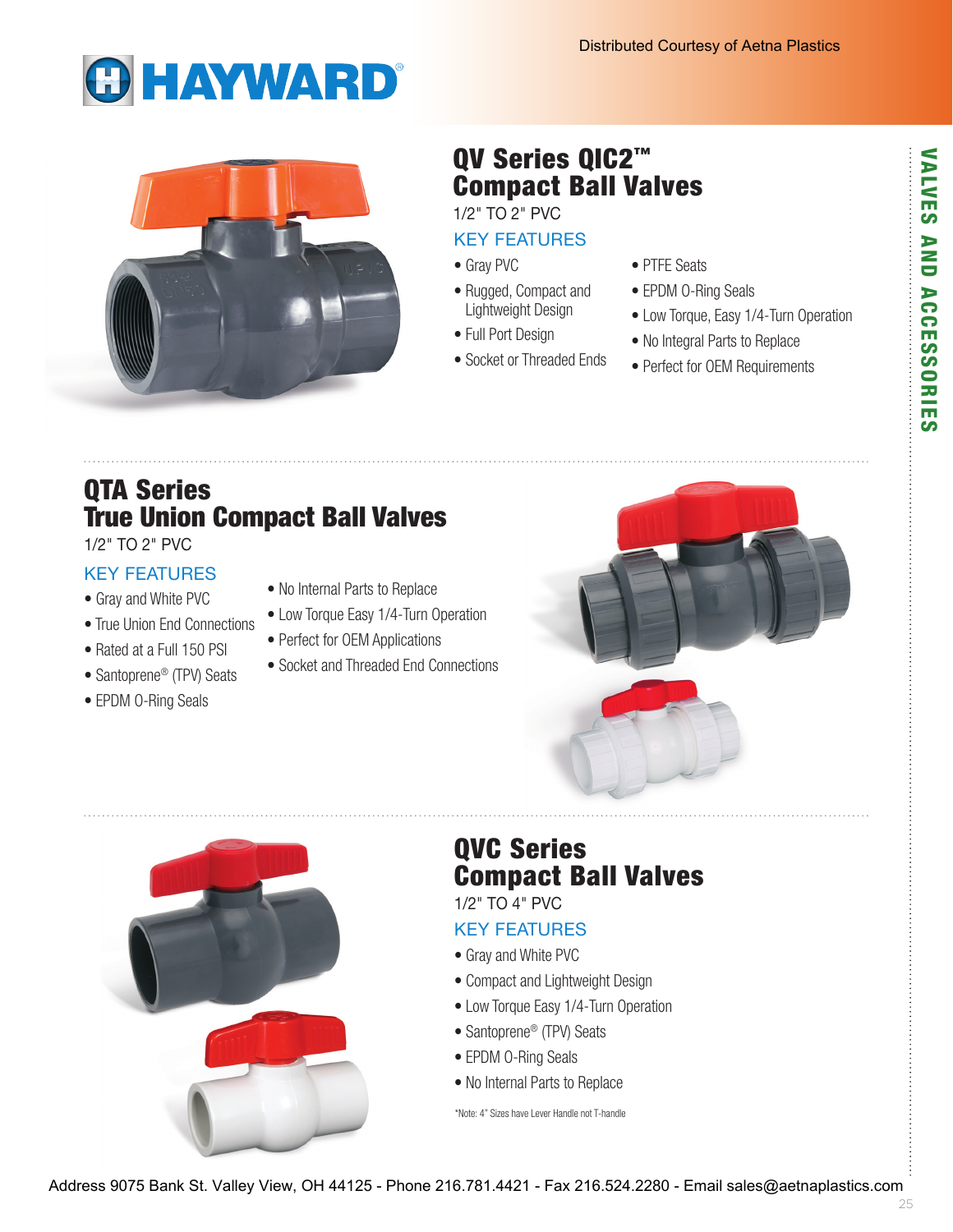Distributed Courtesy of Aetna Plastics

HAYWARD®

VALVES AND ACCESSORIES

## QV Series QIC2™ Compact Ball Valves

1/2" TO 2" PVC

### KEY FEATURES

- Gray PVC
- Rugged, Compact and Lightweight Design
- Full Port Design
- Socket or Threaded Ends
- PTFE Seats
- EPDM O-Ring Seals
- Low Torque, Easy 1/4-Turn Operation
- No Integral Parts to Replace
- Perfect for OEM Requirements

## QTA Series True Union Compact Ball Valves

1/2" TO 2" PVC

### KEY FEATURES

- Gray and White PVC
- True Union End Connections
- Rated at a Full 150 PSI
- Santoprene® (TPV) Seats
- EPDM O-Ring Seals
- No Internal Parts to Replace
- Low Torque Easy 1/4-Turn Operation
- Perfect for OEM Applications
- Socket and Threaded End Connections

## QVC Series Compact Ball Valves

1/2" TO 4" PVC

### KEY FEATURES

- Gray and White PVC
- Compact and Lightweight Design
- Low Torque Easy 1/4-Turn Operation
- Santoprene® (TPV) Seats
- EPDM O-Ring Seals
- No Internal Parts to Replace

*Note: 4" Sizes have Lever Handle not T-handle

Address 9075 Bank St. Valley View, OH 44125 - Phone 216.781.4421 - Fax 216.524.2280 - Email sales@aetnaplastics.com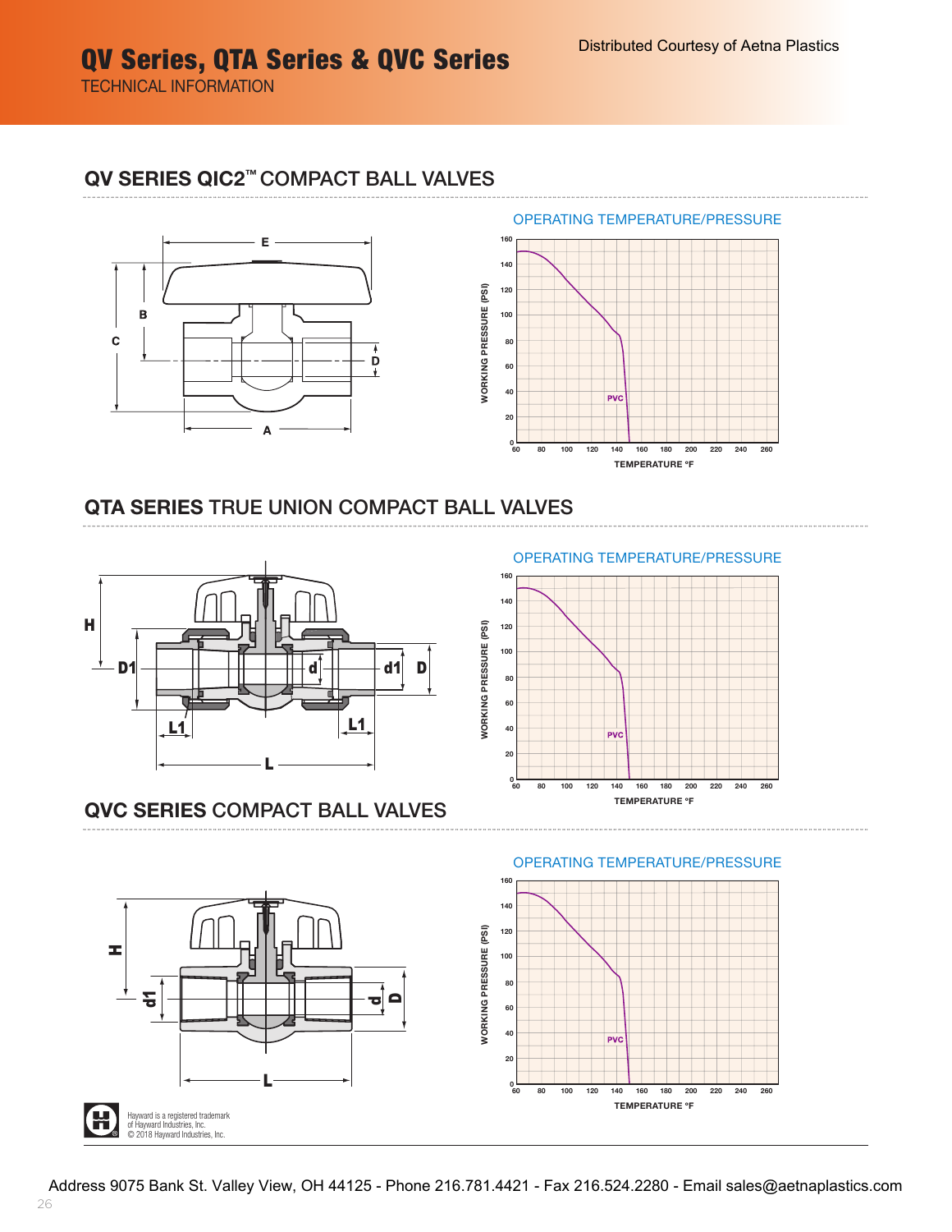# QV Series, QTA Series & QVC Series

TECHNICAL INFORMATION

Distributed Courtesy of Aetna Plastics

## QV SERIES QIC2™ COMPACT BALL VALVES

E

B

C

D

A

OPERATING TEMPERATURE/PRESSURE

WORKING PRESSURE (PSI)

160
140
120
100
80
60
40
20
0

PVC

60 80 100 120 140 160 180 200 220 240 260

TEMPERATURE °F

## QTA SERIES TRUE UNION COMPACT BALL VALVES

H

D1

d

d1

D

L1

L1

L

OPERATING TEMPERATURE/PRESSURE

WORKING PRESSURE (PSI)

160
140
120
100
80
60
40
20
0

PVC

60 80 100 120 140 160 180 200 220 240 260

TEMPERATURE °F

## QVC SERIES COMPACT BALL VALVES

H

d1

d

D

L

OPERATING TEMPERATURE/PRESSURE

WORKING PRESSURE (PSI)

160
140
120
100
80
60
40
20
0

PVC

60 80 100 120 140 160 180 200 220 240 260

TEMPERATURE °F

Hayward is a registered trademark of Hayward Industries, Inc.
© 2018 Hayward Industries, Inc.

Address 9075 Bank St. Valley View, OH 44125 - Phone 216.781.4421 - Fax 216.524.2280 - Email sales@aetnaplastics.com